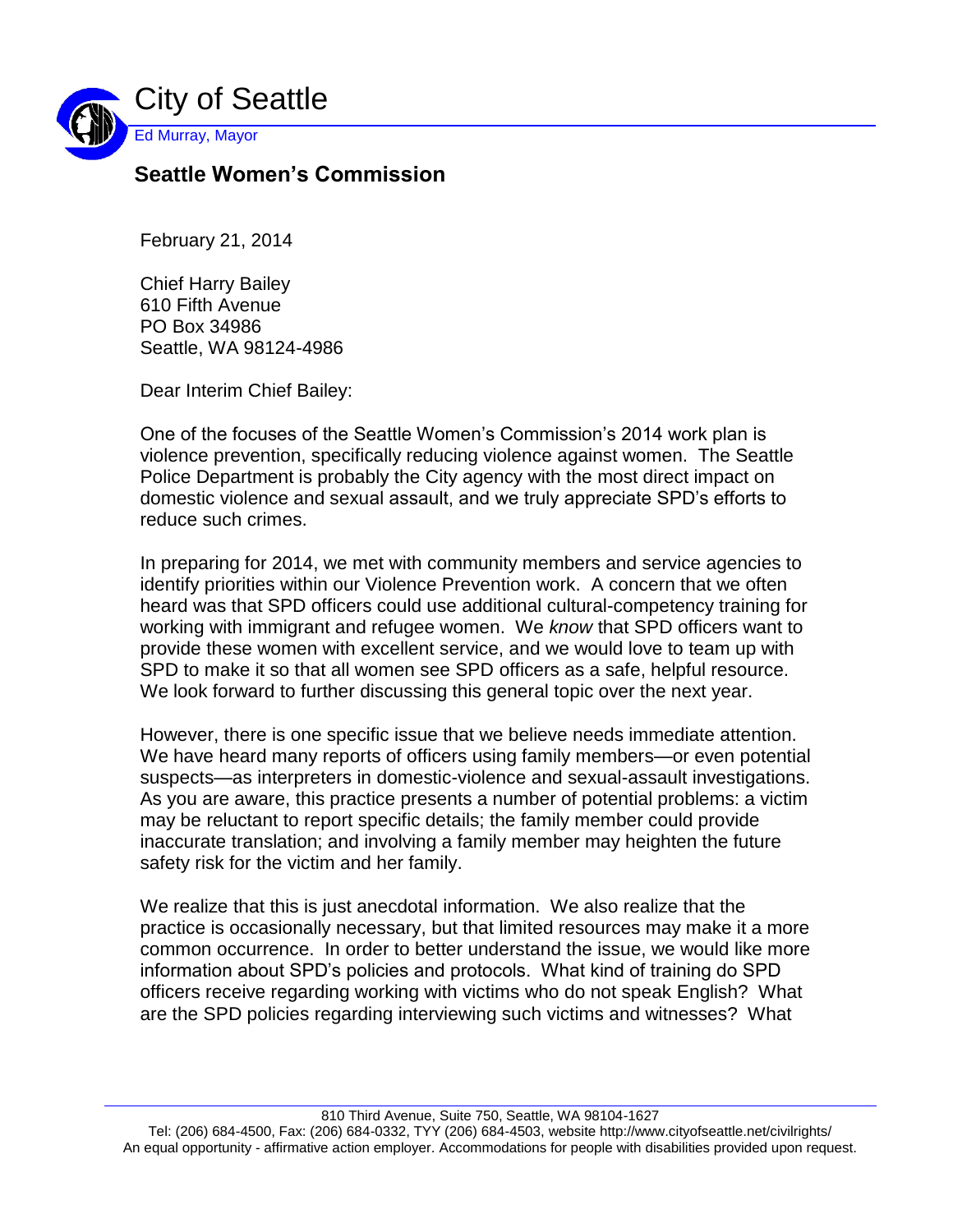City of Seattle

Ed Murray, Mayor

## Seattle Women's Commission

February 21, 2014

Chief Harry Bailey
610 Fifth Avenue
PO Box 34986
Seattle, WA 98124-4986

Dear Interim Chief Bailey:

One of the focuses of the Seattle Women's Commission's 2014 work plan is violence prevention, specifically reducing violence against women. The Seattle Police Department is probably the City agency with the most direct impact on domestic violence and sexual assault, and we truly appreciate SPD's efforts to reduce such crimes.

In preparing for 2014, we met with community members and service agencies to identify priorities within our Violence Prevention work. A concern that we often heard was that SPD officers could use additional cultural-competency training for working with immigrant and refugee women. We *know* that SPD officers want to provide these women with excellent service, and we would love to team up with SPD to make it so that all women see SPD officers as a safe, helpful resource. We look forward to further discussing this general topic over the next year.

However, there is one specific issue that we believe needs immediate attention. We have heard many reports of officers using family members—or even potential suspects—as interpreters in domestic-violence and sexual-assault investigations. As you are aware, this practice presents a number of potential problems: a victim may be reluctant to report specific details; the family member could provide inaccurate translation; and involving a family member may heighten the future safety risk for the victim and her family.

We realize that this is just anecdotal information. We also realize that the practice is occasionally necessary, but that limited resources may make it a more common occurrence. In order to better understand the issue, we would like more information about SPD's policies and protocols. What kind of training do SPD officers receive regarding working with victims who do not speak English? What are the SPD policies regarding interviewing such victims and witnesses? What

810 Third Avenue, Suite 750, Seattle, WA 98104-1627
Tel: (206) 684-4500, Fax: (206) 684-0332, TYY (206) 684-4503, website http://www.cityofseattle.net/civilrights/
An equal opportunity - affirmative action employer. Accommodations for people with disabilities provided upon request.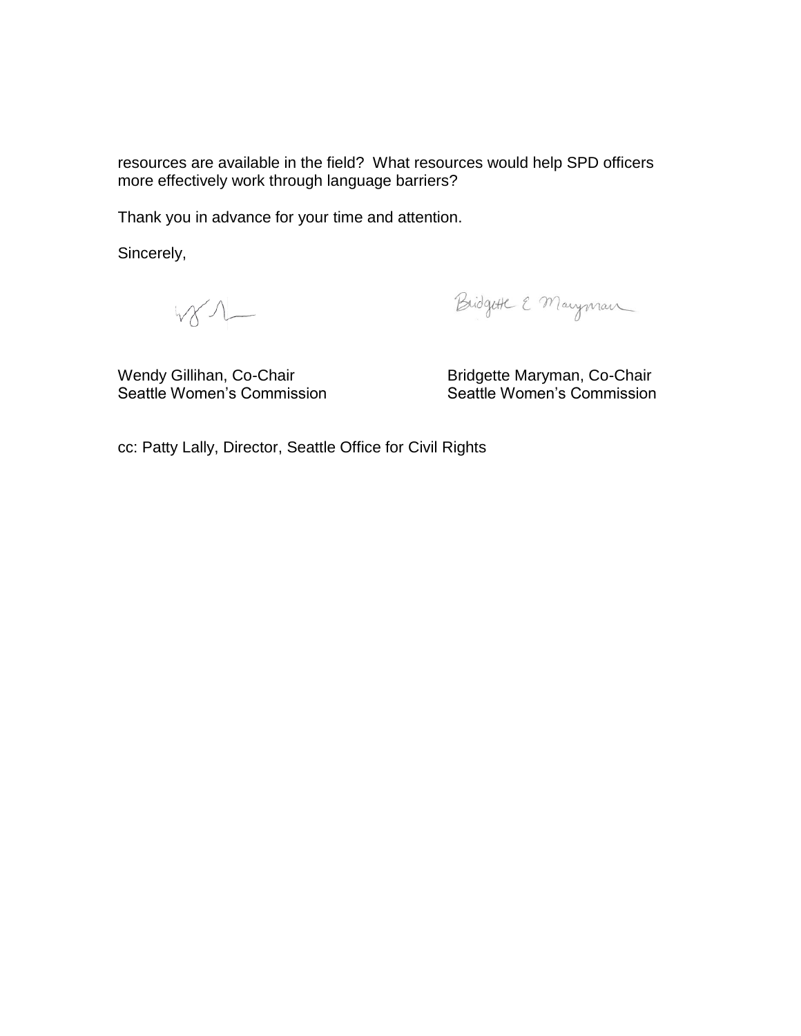resources are available in the field? What resources would help SPD officers more effectively work through language barriers?

Thank you in advance for your time and attention.

Sincerely,

Wendy Gillihan, Co-Chair
Seattle Women's Commission

Bridgette Maryman, Co-Chair
Seattle Women's Commission

cc: Patty Lally, Director, Seattle Office for Civil Rights